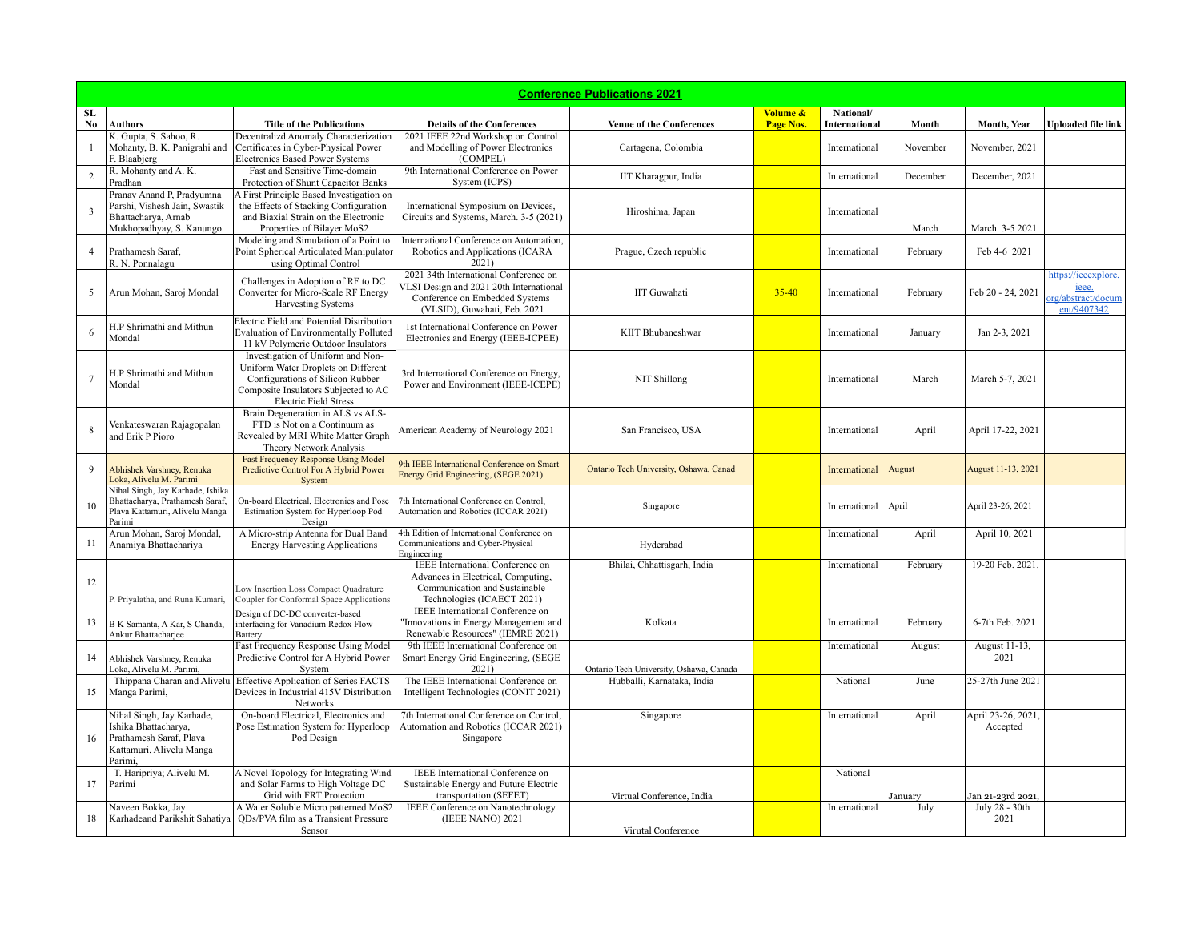## Conference Publications 2021

| SL No | Authors | Title of the Publications | Details of the Conferences | Venue of the Conferences | Volume & Page Nos. | National/ International | Month | Month, Year | Uploaded file link |
|---|---|---|---|---|---|---|---|---|---|
| 1 | K. Gupta, S. Sahoo, R. Mohanty, B. K. Panigrahi and F. Blaabjerg | Decentralizd Anomaly Characterization Certificates in Cyber-Physical Power Electronics Based Power Systems | 2021 IEEE 22nd Workshop on Control and Modelling of Power Electronics (COMPEL) | Cartagena, Colombia | | International | November | November, 2021 | |
| 2 | R. Mohanty and A. K. Pradhan | Fast and Sensitive Time-domain Protection of Shunt Capacitor Banks | 9th International Conference on Power System (ICPS) | IIT Kharagpur, India | | International | December | December, 2021 | |
| 3 | Pranav Anand P, Pradyumna Parshi, Vishesh Jain, Swastik Bhattacharya, Arnab Mukhopadhyay, S. Kanungo | A First Principle Based Investigation on the Effects of Stacking Configuration and Biaxial Strain on the Electronic Properties of Bilayer MoS2 | International Symposium on Devices, Circuits and Systems, March. 3-5 (2021) | Hiroshima, Japan | | International | March | March. 3-5 2021 | |
| 4 | Prathamesh Saraf, R. N. Ponnalagu | Modeling and Simulation of a Point to Point Spherical Articulated Manipulator using Optimal Control | International Conference on Automation, Robotics and Applications (ICARA 2021) | Prague, Czech republic | | International | February | Feb 4-6 2021 | |
| 5 | Arun Mohan, Saroj Mondal | Challenges in Adoption of RF to DC Converter for Micro-Scale RF Energy Harvesting Systems | 2021 34th International Conference on VLSI Design and 2021 20th International Conference on Embedded Systems (VLSID), Guwahati, Feb. 2021 | IIT Guwahati | 35-40 | International | February | Feb 20 - 24, 2021 | https://ieeexplore.ieee.org/abstract/document/9407342 |
| 6 | H.P Shrimathi and Mithun Mondal | Electric Field and Potential Distribution Evaluation of Environmentally Polluted 11 kV Polymeric Outdoor Insulators | 1st International Conference on Power Electronics and Energy (IEEE-ICPEE) | KIIT Bhubaneshwar | | International | January | Jan 2-3, 2021 | |
| 7 | H.P Shrimathi and Mithun Mondal | Investigation of Uniform and Non-Uniform Water Droplets on Different Configurations of Silicon Rubber Composite Insulators Subjected to AC Electric Field Stress | 3rd International Conference on Energy, Power and Environment (IEEE-ICEPE) | NIT Shillong | | International | March | March 5-7, 2021 | |
| 8 | Venkateswaran Rajagopalan and Erik P Pioro | Brain Degeneration in ALS vs ALS-FTD is Not on a Continuum as Revealed by MRI White Matter Graph Theory Network Analysis | American Academy of Neurology 2021 | San Francisco, USA | | International | April | April 17-22, 2021 | |
| 9 | Abhishek Varshney, Renuka Loka, Alivelu M. Parimi | Fast Frequency Response Using Model Predictive Control For A Hybrid Power System | 9th IEEE International Conference on Smart Energy Grid Engineering, (SEGE 2021) | Ontario Tech University, Oshawa, Canad | | International | August | August 11-13, 2021 | |
| 10 | Nihal Singh, Jay Karhade, Ishika Bhattacharya, Prathamesh Saraf, Plava Kattamuri, Alivelu Manga Parimi | On-board Electrical, Electronics and Pose Estimation System for Hyperloop Pod Design | 7th International Conference on Control, Automation and Robotics (ICCAR 2021) | Singapore | | International | April | April 23-26, 2021 | |
| 11 | Arun Mohan, Saroj Mondal, Anamiya Bhattachariya | A Micro-strip Antenna for Dual Band Energy Harvesting Applications | 4th Edition of International Conference on Communications and Cyber-Physical Engineering | Hyderabad | | International | April | April 10, 2021 | |
| 12 | P. Priyalatha, and Runa Kumari, | Low Insertion Loss Compact Quadrature Coupler for Conformal Space Applications | IEEE International Conference on Advances in Electrical, Computing, Communication and Sustainable Technologies (ICAECT 2021) | Bhilai, Chhattisgarh, India | | International | February | 19-20 Feb. 2021. | |
| 13 | B K Samanta, A Kar, S Chanda, Ankur Bhattacharjee | Design of DC-DC converter-based interfacing for Vanadium Redox Flow Battery | IEEE International Conference on "Innovations in Energy Management and Renewable Resources" (IEMRE 2021) | Kolkata | | International | February | 6-7th Feb. 2021 | |
| 14 | Abhishek Varshney, Renuka Loka, Alivelu M. Parimi, | Fast Frequency Response Using Model Predictive Control For A Hybrid Power System | 9th IEEE International Conference on Smart Energy Grid Engineering, (SEGE 2021) | Ontario Tech University, Oshawa, Canada | | International | August | August 11-13, 2021 | |
| 15 | Thippana Charan and Alivelu Manga Parimi, | Effective Application of Series FACTS Devices in Industrial 415V Distribution Networks | The IEEE International Conference on Intelligent Technologies (CONIT 2021) | Hubballi, Karnataka, India | | National | June | 25-27th June 2021 | |
| 16 | Nihal Singh, Jay Karhade, Ishika Bhattacharya, Prathamesh Saraf, Plava Kattamuri, Alivelu Manga Parimi, | On-board Electrical, Electronics and Pose Estimation System for Hyperloop Pod Design | 7th International Conference on Control, Automation and Robotics (ICCAR 2021) Singapore | Singapore | | International | April | April 23-26, 2021, Accepted | |
| 17 | T. Haripriya; Alivelu M. Parimi | A Novel Topology for Integrating Wind and Solar Farms to High Voltage DC Grid with FRT Protection | IEEE International Conference on Sustainable Energy and Future Electric transportation (SEFET) | Virtual Conference, India | | National | January | Jan 21-23rd 2021, | |
| 18 | Naveen Bokka, Jay Karhadeand Parikshit Sahatiya | A Water Soluble Micro patterned MoS2 QDs/PVA film as a Transient Pressure Sensor | IEEE Conference on Nanotechnology (IEEE NANO) 2021 | Virutal Conference | | International | July | July 28 - 30th 2021 | |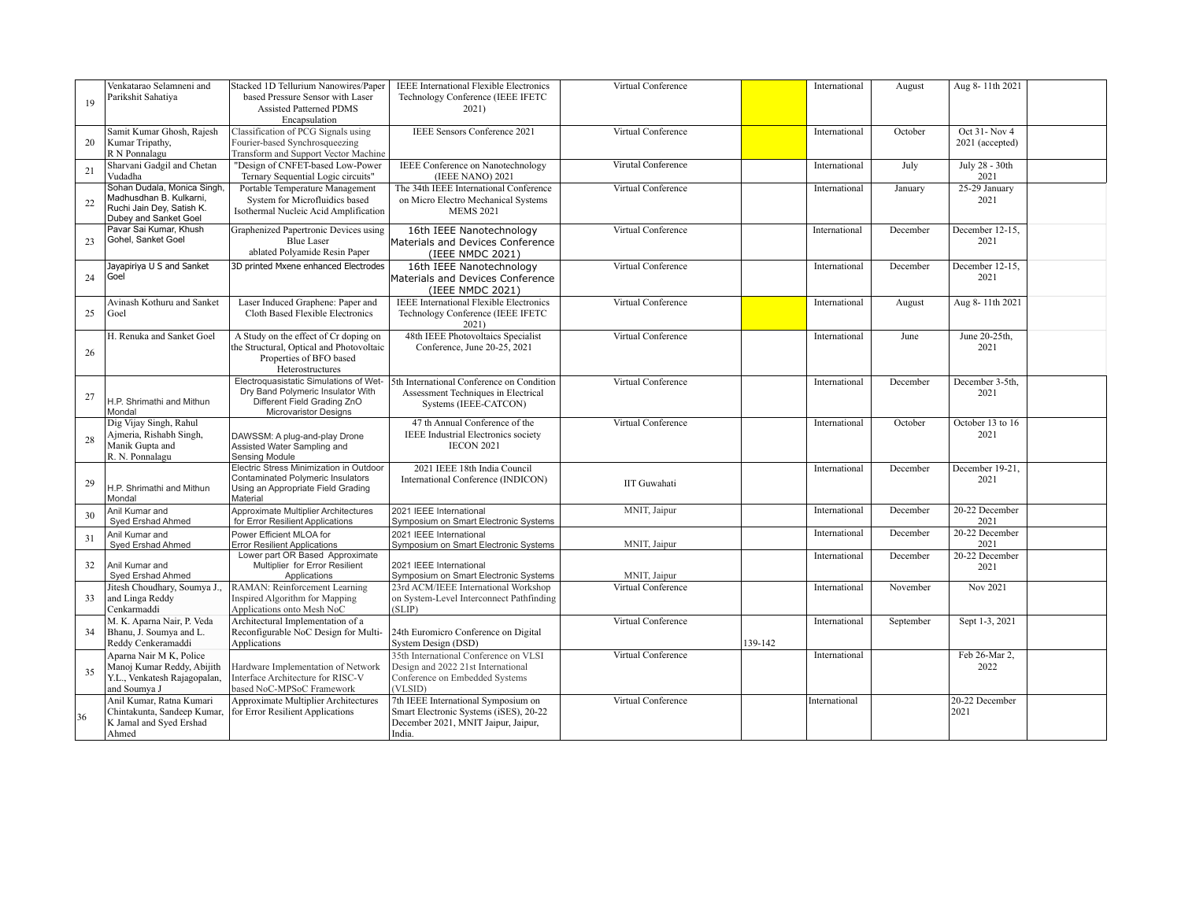| | | | | | | | | | |
|---|---|---|---|---|---|---|---|---|---|
| 19 | Venkatarao Selamneni and Parikshit Sahatiya | Stacked 1D Tellurium Nanowires/Paper based Pressure Sensor with Laser Assisted Patterned PDMS Encapsulation | IEEE International Flexible Electronics Technology Conference (IEEE IFETC 2021) | Virtual Conference | | International | August | Aug 8- 11th 2021 | |
| 20 | Samit Kumar Ghosh, Rajesh Kumar Tripathy, R N Ponnalagu | Classification of PCG Signals using Fourier-based Synchrosqueezing Transform and Support Vector Machine | IEEE Sensors Conference 2021 | Virtual Conference | | International | October | Oct 31- Nov 4 2021 (accepted) | |
| 21 | Sharvani Gadgil and Chetan Vudadha | "Design of CNFET-based Low-Power Ternary Sequential Logic circuits" | IEEE Conference on Nanotechnology (IEEE NANO) 2021 | Virutal Conference | | International | July | July 28 - 30th 2021 | |
| 22 | Sohan Dudala, Monica Singh, Madhusdhan B. Kulkarni, Ruchi Jain Dey, Satish K. Dubey and Sanket Goel | Portable Temperature Management System for Microfluidics based Isothermal Nucleic Acid Amplification | The 34th IEEE International Conference on Micro Electro Mechanical Systems MEMS 2021 | Virtual Conference | | International | January | 25-29 January 2021 | |
| 23 | Pavar Sai Kumar, Khush Gohel, Sanket Goel | Graphenized Papertronic Devices using Blue Laser ablated Polyamide Resin Paper | 16th IEEE Nanotechnology Materials and Devices Conference (IEEE NMDC 2021) | Virtual Conference | | International | December | December 12-15, 2021 | |
| 24 | Jayapiriya U S and Sanket Goel | 3D printed Mxene enhanced Electrodes | 16th IEEE Nanotechnology Materials and Devices Conference (IEEE NMDC 2021) | Virtual Conference | | International | December | December 12-15, 2021 | |
| 25 | Avinash Kothuru and Sanket Goel | Laser Induced Graphene: Paper and Cloth Based Flexible Electronics | IEEE International Flexible Electronics Technology Conference (IEEE IFETC 2021) | Virtual Conference | | International | August | Aug 8- 11th 2021 | |
| 26 | H. Renuka and Sanket Goel | A Study on the effect of Cr doping on the Structural, Optical and Photovoltaic Properties of BFO based Heterostructures | 48th IEEE Photovoltaics Specialist Conference, June 20-25, 2021 | Virtual Conference | | International | June | June 20-25th, 2021 | |
| 27 | H.P. Shrimathi and Mithun Mondal | Electroquasistatic Simulations of Wet-Dry Band Polymeric Insulator With Different Field Grading ZnO Microvaristor Designs | 5th International Conference on Condition Assessment Techniques in Electrical Systems (IEEE-CATCON) | Virtual Conference | | International | December | December 3-5th, 2021 | |
| 28 | Dig Vijay Singh, Rahul Ajmeria, Rishabh Singh, Manik Gupta and R. N. Ponnalagu | DAWSSM: A plug-and-play Drone Assisted Water Sampling and Sensing Module | 47 th Annual Conference of the IEEE Industrial Electronics society IECON 2021 | Virtual Conference | | International | October | October 13 to 16 2021 | |
| 29 | H.P. Shrimathi and Mithun Mondal | Electric Stress Minimization in Outdoor Contaminated Polymeric Insulators Using an Appropriate Field Grading Material | 2021 IEEE 18th India Council International Conference (INDICON) | IIT Guwahati | | International | December | December 19-21, 2021 | |
| 30 | Anil Kumar and Syed Ershad Ahmed | Approximate Multiplier Architectures for Error Resilient Applications | 2021 IEEE International Symposium on Smart Electronic Systems | MNIT, Jaipur | | International | December | 20-22 December 2021 | |
| 31 | Anil Kumar and Syed Ershad Ahmed | Power Efficient MLOA for Error Resilient Applications | 2021 IEEE International Symposium on Smart Electronic Systems | MNIT, Jaipur | | International | December | 20-22 December 2021 | |
| 32 | Anil Kumar and Syed Ershad Ahmed | Lower part OR Based Approximate Multiplier for Error Resilient Applications | 2021 IEEE International Symposium on Smart Electronic Systems | MNIT, Jaipur | | International | December | 20-22 December 2021 | |
| 33 | Jitesh Choudhary, Soumya J., and Linga Reddy Cenkarmaddi | RAMAN: Reinforcement Learning Inspired Algorithm for Mapping Applications onto Mesh NoC | 23rd ACM/IEEE International Workshop on System-Level Interconnect Pathfinding (SLIP) | Virtual Conference | | International | November | Nov 2021 | |
| 34 | M. K. Aparna Nair, P. Veda Bhanu, J. Soumya and L. Reddy Cenkeramaddi | Architectural Implementation of a Reconfigurable NoC Design for Multi-Applications | 24th Euromicro Conference on Digital System Design (DSD) | Virtual Conference | 139-142 | International | September | Sept 1-3, 2021 | |
| 35 | Aparna Nair M K, Police Manoj Kumar Reddy, Abijith Y.L., Venkatesh Rajagopalan, and Soumya J | Hardware Implementation of Network Interface Architecture for RISC-V based NoC-MPSoC Framework | 35th International Conference on VLSI Design and 2022 21st International Conference on Embedded Systems (VLSID) | Virtual Conference | | International | | Feb 26-Mar 2, 2022 | |
| 36 | Anil Kumar, Ratna Kumari Chintakunta, Sandeep Kumar, K Jamal and Syed Ershad Ahmed | Approximate Multiplier Architectures for Error Resilient Applications | 7th IEEE International Symposium on Smart Electronic Systems (iSES), 20-22 December 2021, MNIT Jaipur, Jaipur, India. | Virtual Conference | | International | | 20-22 December 2021 | |